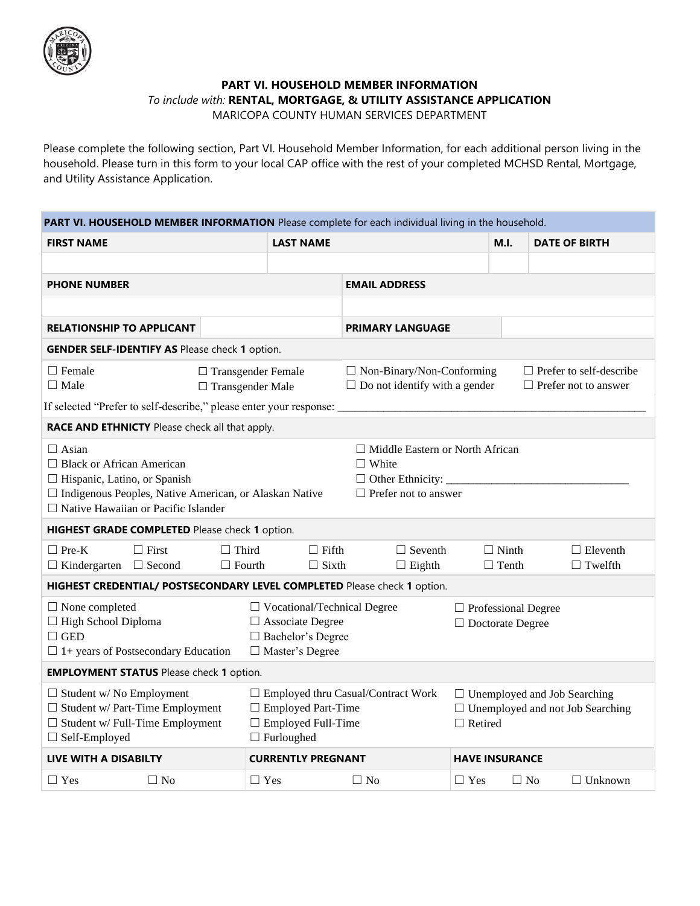## PART VI. HOUSEHOLD MEMBER INFORMATION

*To include with:* **RENTAL, MORTGAGE, & UTILITY ASSISTANCE APPLICATION**

MARICOPA COUNTY HUMAN SERVICES DEPARTMENT

Please complete the following section, Part VI. Household Member Information, for each additional person living in the household. Please turn in this form to your local CAP office with the rest of your completed MCHSD Rental, Mortgage, and Utility Assistance Application.

**PART VI. HOUSEHOLD MEMBER INFORMATION** Please complete for each individual living in the household.

| FIRST NAME | LAST NAME | M.I. | DATE OF BIRTH |
|---|---|---|---|
| | | | |

| PHONE NUMBER | EMAIL ADDRESS |
|---|---|
| | |

| RELATIONSHIP TO APPLICANT | | PRIMARY LANGUAGE | |
|---|---|---|---|

**GENDER SELF-IDENTIFY AS** Please check **1** option.

☐ Female
☐ Male
☐ Transgender Female
☐ Transgender Male
☐ Non-Binary/Non-Conforming
☐ Do not identify with a gender
☐ Prefer to self-describe
☐ Prefer not to answer

If selected "Prefer to self-describe," please enter your response: ____________________________________________________

**RACE AND ETHNICTY** Please check all that apply.

☐ Asian
☐ Black or African American
☐ Hispanic, Latino, or Spanish
☐ Indigenous Peoples, Native American, or Alaskan Native
☐ Native Hawaiian or Pacific Islander
☐ Middle Eastern or North African
☐ White
☐ Other Ethnicity: ______________________________
☐ Prefer not to answer

**HIGHEST GRADE COMPLETED** Please check **1** option.

☐ Pre-K
☐ Kindergarten
☐ First
☐ Second
☐ Third
☐ Fourth
☐ Fifth
☐ Sixth
☐ Seventh
☐ Eighth
☐ Ninth
☐ Tenth
☐ Eleventh
☐ Twelfth

**HIGHEST CREDENTIAL/ POSTSECONDARY LEVEL COMPLETED** Please check **1** option.

☐ None completed
☐ High School Diploma
☐ GED
☐ 1+ years of Postsecondary Education
☐ Vocational/Technical Degree
☐ Associate Degree
☐ Bachelor's Degree
☐ Master's Degree
☐ Professional Degree
☐ Doctorate Degree

**EMPLOYMENT STATUS** Please check **1** option.

☐ Student w/ No Employment
☐ Student w/ Part-Time Employment
☐ Student w/ Full-Time Employment
☐ Self-Employed
☐ Employed thru Casual/Contract Work
☐ Employed Part-Time
☐ Employed Full-Time
☐ Furloughed
☐ Unemployed and Job Searching
☐ Unemployed and not Job Searching
☐ Retired

| LIVE WITH A DISABILTY | | CURRENTLY PREGNANT | | HAVE INSURANCE | | |
|---|---|---|---|---|---|---|
| ☐ Yes | ☐ No | ☐ Yes | ☐ No | ☐ Yes | ☐ No | ☐ Unknown |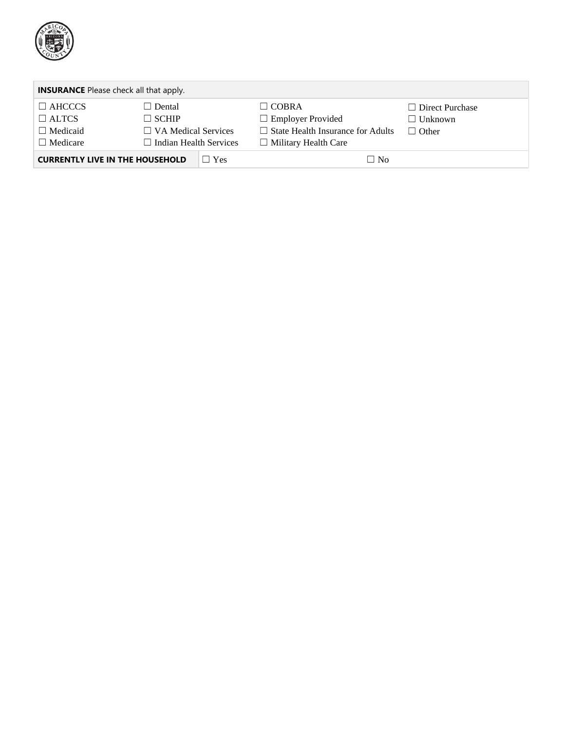| **INSURANCE** Please check all that apply. | | | |
|---|---|---|---|
| ☐ AHCCCS<br>☐ ALTCS<br>☐ Medicaid<br>☐ Medicare | ☐ Dental<br>☐ SCHIP<br>☐ VA Medical Services<br>☐ Indian Health Services | ☐ COBRA<br>☐ Employer Provided<br>☐ State Health Insurance for Adults<br>☐ Military Health Care | ☐ Direct Purchase<br>☐ Unknown<br>☐ Other |
| **CURRENTLY LIVE IN THE HOUSEHOLD** | ☐ Yes | ☐ No | |